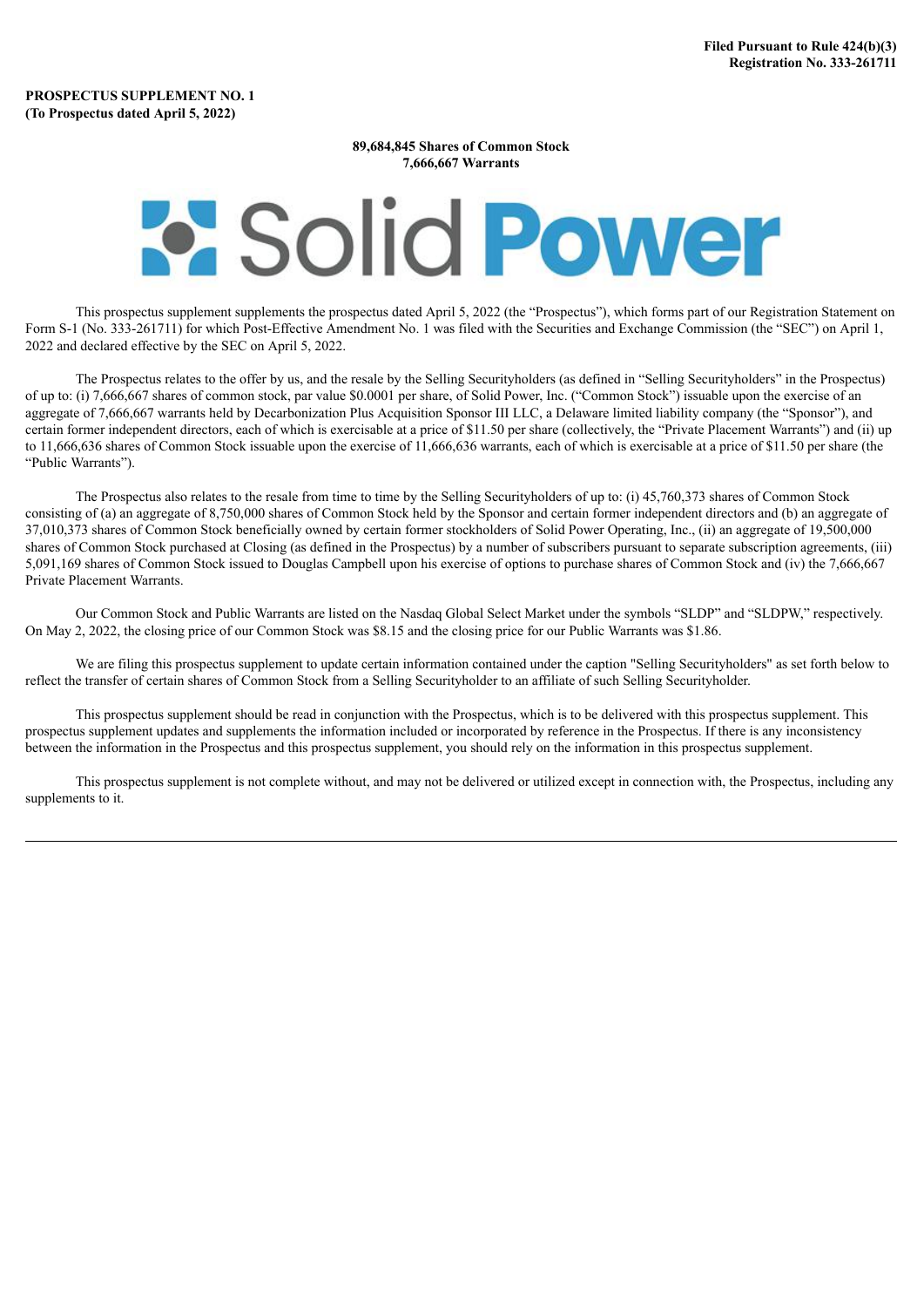**Filed Pursuant to Rule 424(b)(3)**
**Registration No. 333-261711**

**PROSPECTUS SUPPLEMENT NO. 1**
**(To Prospectus dated April 5, 2022)**

**89,684,845 Shares of Common Stock**
**7,666,667 Warrants**

# Solid Power

This prospectus supplement supplements the prospectus dated April 5, 2022 (the "Prospectus"), which forms part of our Registration Statement on Form S-1 (No. 333-261711) for which Post-Effective Amendment No. 1 was filed with the Securities and Exchange Commission (the "SEC") on April 1, 2022 and declared effective by the SEC on April 5, 2022.

The Prospectus relates to the offer by us, and the resale by the Selling Securityholders (as defined in "Selling Securityholders" in the Prospectus) of up to: (i) 7,666,667 shares of common stock, par value $0.0001 per share, of Solid Power, Inc. ("Common Stock") issuable upon the exercise of an aggregate of 7,666,667 warrants held by Decarbonization Plus Acquisition Sponsor III LLC, a Delaware limited liability company (the "Sponsor"), and certain former independent directors, each of which is exercisable at a price of $11.50 per share (collectively, the "Private Placement Warrants") and (ii) up to 11,666,636 shares of Common Stock issuable upon the exercise of 11,666,636 warrants, each of which is exercisable at a price of $11.50 per share (the "Public Warrants").

The Prospectus also relates to the resale from time to time by the Selling Securityholders of up to: (i) 45,760,373 shares of Common Stock consisting of (a) an aggregate of 8,750,000 shares of Common Stock held by the Sponsor and certain former independent directors and (b) an aggregate of 37,010,373 shares of Common Stock beneficially owned by certain former stockholders of Solid Power Operating, Inc., (ii) an aggregate of 19,500,000 shares of Common Stock purchased at Closing (as defined in the Prospectus) by a number of subscribers pursuant to separate subscription agreements, (iii) 5,091,169 shares of Common Stock issued to Douglas Campbell upon his exercise of options to purchase shares of Common Stock and (iv) the 7,666,667 Private Placement Warrants.

Our Common Stock and Public Warrants are listed on the Nasdaq Global Select Market under the symbols "SLDP" and "SLDPW," respectively. On May 2, 2022, the closing price of our Common Stock was $8.15 and the closing price for our Public Warrants was $1.86.

We are filing this prospectus supplement to update certain information contained under the caption "Selling Securityholders" as set forth below to reflect the transfer of certain shares of Common Stock from a Selling Securityholder to an affiliate of such Selling Securityholder.

This prospectus supplement should be read in conjunction with the Prospectus, which is to be delivered with this prospectus supplement. This prospectus supplement updates and supplements the information included or incorporated by reference in the Prospectus. If there is any inconsistency between the information in the Prospectus and this prospectus supplement, you should rely on the information in this prospectus supplement.

This prospectus supplement is not complete without, and may not be delivered or utilized except in connection with, the Prospectus, including any supplements to it.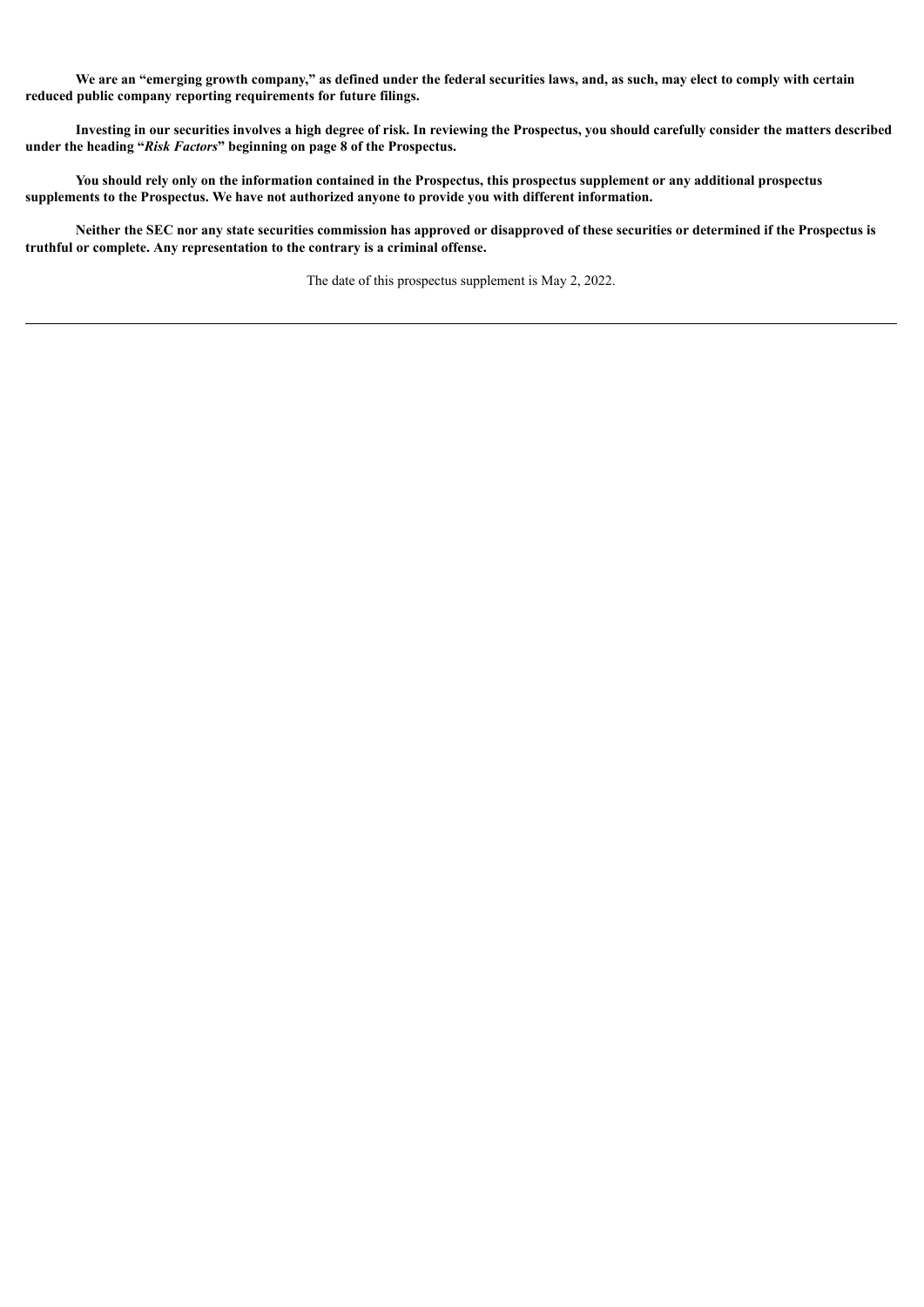**We are an "emerging growth company," as defined under the federal securities laws, and, as such, may elect to comply with certain reduced public company reporting requirements for future filings.**

**Investing in our securities involves a high degree of risk. In reviewing the Prospectus, you should carefully consider the matters described under the heading "*Risk Factors*" beginning on page 8 of the Prospectus.**

**You should rely only on the information contained in the Prospectus, this prospectus supplement or any additional prospectus supplements to the Prospectus. We have not authorized anyone to provide you with different information.**

**Neither the SEC nor any state securities commission has approved or disapproved of these securities or determined if the Prospectus is truthful or complete. Any representation to the contrary is a criminal offense.**

The date of this prospectus supplement is May 2, 2022.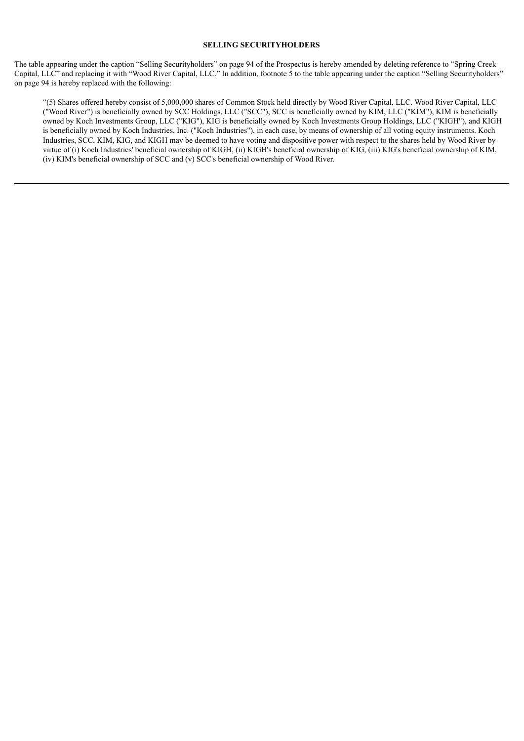## SELLING SECURITYHOLDERS

The table appearing under the caption "Selling Securityholders" on page 94 of the Prospectus is hereby amended by deleting reference to "Spring Creek Capital, LLC" and replacing it with "Wood River Capital, LLC." In addition, footnote 5 to the table appearing under the caption "Selling Securityholders" on page 94 is hereby replaced with the following:

> "(5) Shares offered hereby consist of 5,000,000 shares of Common Stock held directly by Wood River Capital, LLC. Wood River Capital, LLC ("Wood River") is beneficially owned by SCC Holdings, LLC ("SCC"), SCC is beneficially owned by KIM, LLC ("KIM"), KIM is beneficially owned by Koch Investments Group, LLC ("KIG"), KIG is beneficially owned by Koch Investments Group Holdings, LLC ("KIGH"), and KIGH is beneficially owned by Koch Industries, Inc. ("Koch Industries"), in each case, by means of ownership of all voting equity instruments. Koch Industries, SCC, KIM, KIG, and KIGH may be deemed to have voting and dispositive power with respect to the shares held by Wood River by virtue of (i) Koch Industries' beneficial ownership of KIGH, (ii) KIGH's beneficial ownership of KIG, (iii) KIG's beneficial ownership of KIM, (iv) KIM's beneficial ownership of SCC and (v) SCC's beneficial ownership of Wood River.